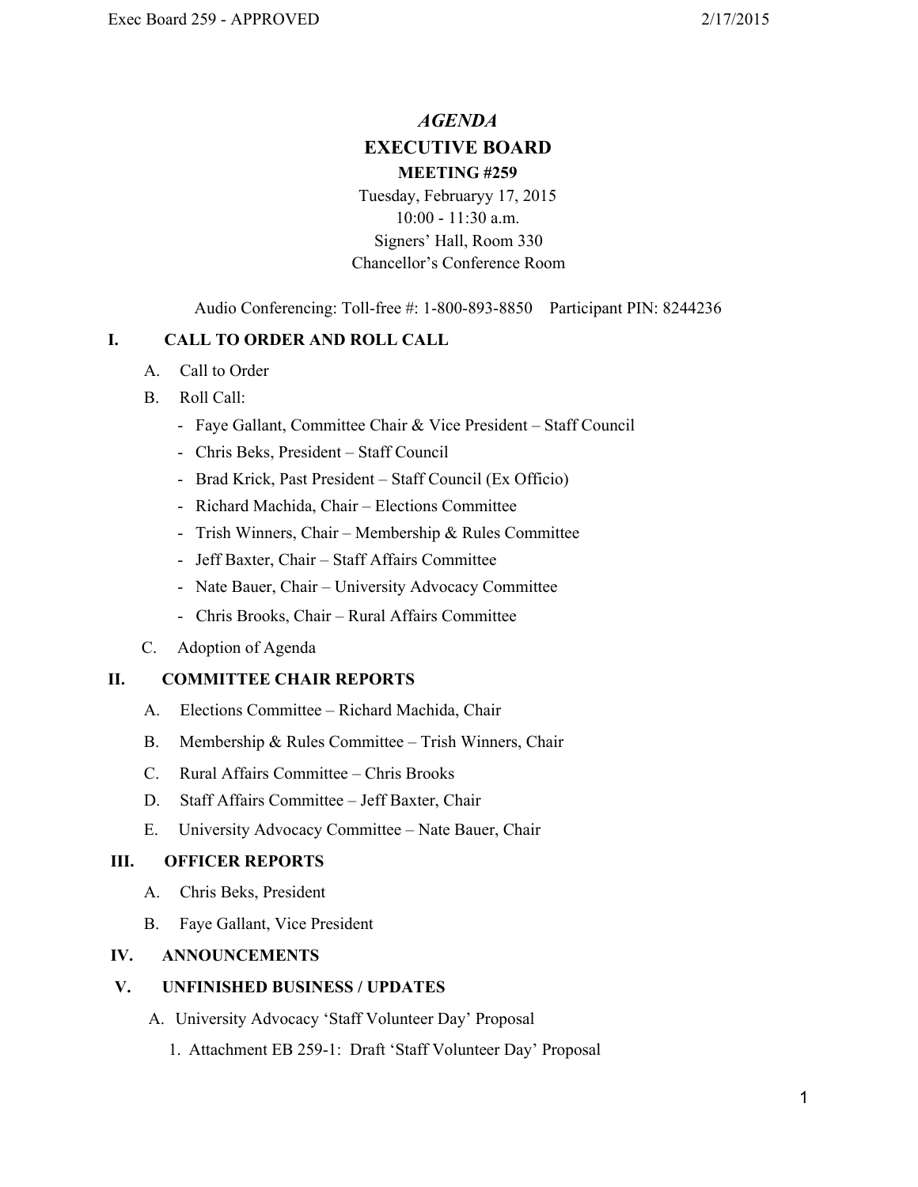# *AGENDA*

## EXECUTIVE BOARD

### MEETING #259

Tuesday, Februaryy 17, 2015
10:00 - 11:30 a.m.
Signers' Hall, Room 330
Chancellor's Conference Room

Audio Conferencing: Toll-free #: 1-800-893-8850 Participant PIN: 8244236

## I. CALL TO ORDER AND ROLL CALL

A. Call to Order

B. Roll Call:
- Faye Gallant, Committee Chair & Vice President – Staff Council
- Chris Beks, President – Staff Council
- Brad Krick, Past President – Staff Council (Ex Officio)
- Richard Machida, Chair – Elections Committee
- Trish Winners, Chair – Membership & Rules Committee
- Jeff Baxter, Chair – Staff Affairs Committee
- Nate Bauer, Chair – University Advocacy Committee
- Chris Brooks, Chair – Rural Affairs Committee

C. Adoption of Agenda

## II. COMMITTEE CHAIR REPORTS

A. Elections Committee – Richard Machida, Chair

B. Membership & Rules Committee – Trish Winners, Chair

C. Rural Affairs Committee – Chris Brooks

D. Staff Affairs Committee – Jeff Baxter, Chair

E. University Advocacy Committee – Nate Bauer, Chair

## III. OFFICER REPORTS

A. Chris Beks, President

B. Faye Gallant, Vice President

## IV. ANNOUNCEMENTS

## V. UNFINISHED BUSINESS / UPDATES

A. University Advocacy 'Staff Volunteer Day' Proposal

1. Attachment EB 259-1: Draft 'Staff Volunteer Day' Proposal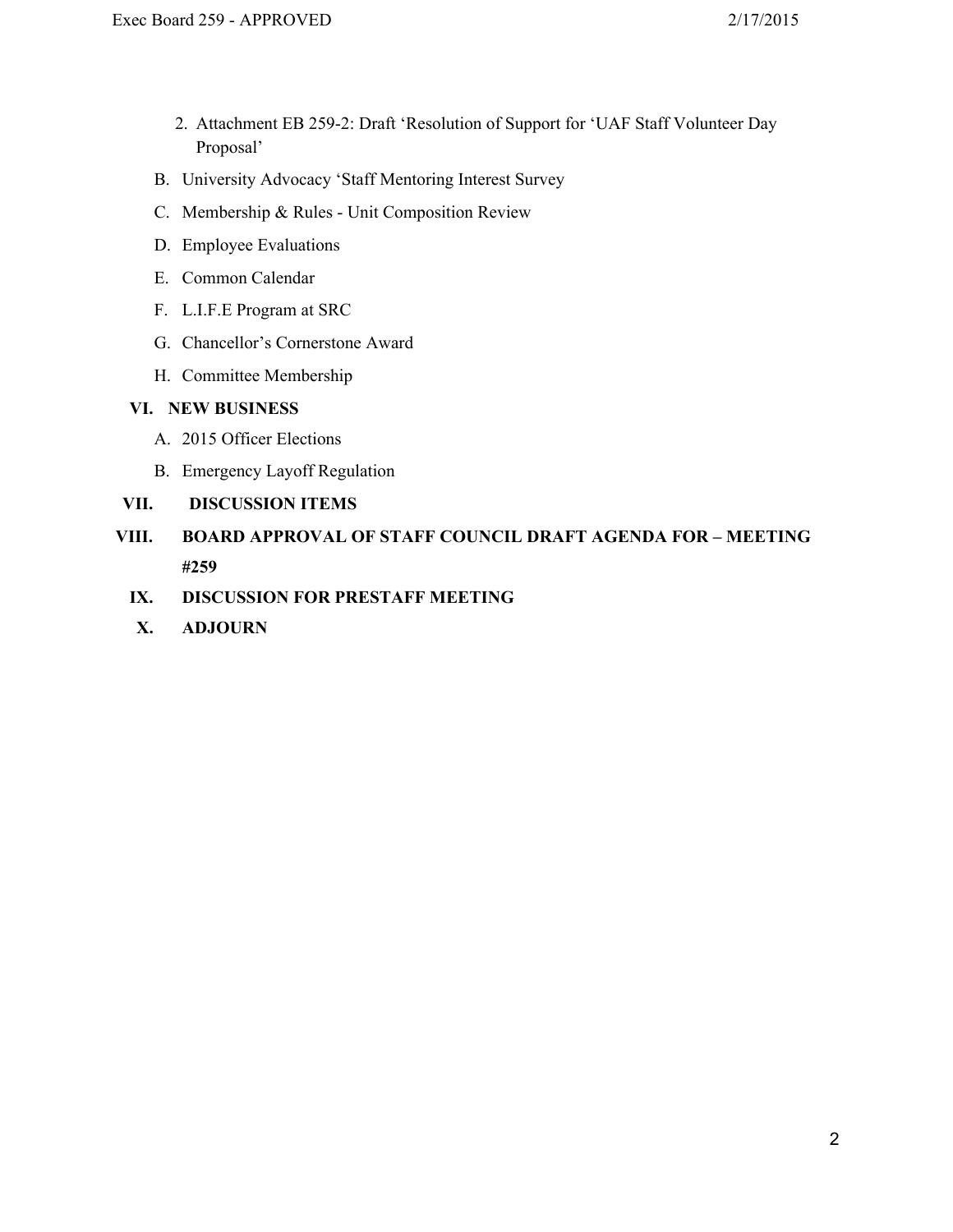2. Attachment EB 259-2: Draft 'Resolution of Support for 'UAF Staff Volunteer Day Proposal'

B. University Advocacy 'Staff Mentoring Interest Survey

C. Membership & Rules - Unit Composition Review

D. Employee Evaluations

E. Common Calendar

F. L.I.F.E Program at SRC

G. Chancellor's Cornerstone Award

H. Committee Membership

**VI. NEW BUSINESS**

A. 2015 Officer Elections

B. Emergency Layoff Regulation

**VII. DISCUSSION ITEMS**

**VIII. BOARD APPROVAL OF STAFF COUNCIL DRAFT AGENDA FOR – MEETING #259**

**IX. DISCUSSION FOR PRESTAFF MEETING**

**X. ADJOURN**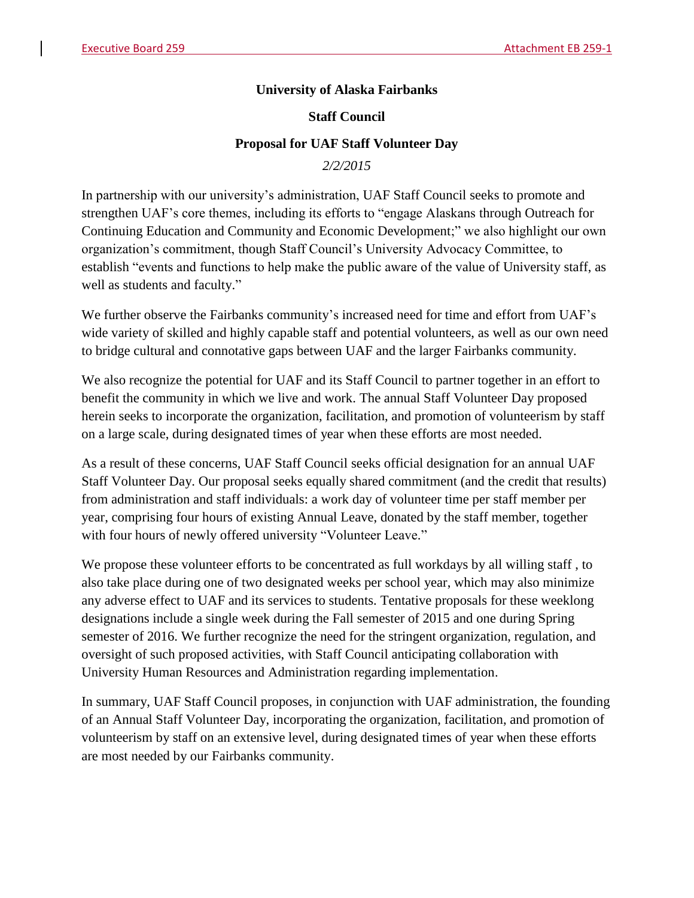**University of Alaska Fairbanks**

**Staff Council**

**Proposal for UAF Staff Volunteer Day**

*2/2/2015*

In partnership with our university's administration, UAF Staff Council seeks to promote and strengthen UAF's core themes, including its efforts to "engage Alaskans through Outreach for Continuing Education and Community and Economic Development;" we also highlight our own organization's commitment, though Staff Council's University Advocacy Committee, to establish "events and functions to help make the public aware of the value of University staff, as well as students and faculty."

We further observe the Fairbanks community's increased need for time and effort from UAF's wide variety of skilled and highly capable staff and potential volunteers, as well as our own need to bridge cultural and connotative gaps between UAF and the larger Fairbanks community.

We also recognize the potential for UAF and its Staff Council to partner together in an effort to benefit the community in which we live and work. The annual Staff Volunteer Day proposed herein seeks to incorporate the organization, facilitation, and promotion of volunteerism by staff on a large scale, during designated times of year when these efforts are most needed.

As a result of these concerns, UAF Staff Council seeks official designation for an annual UAF Staff Volunteer Day. Our proposal seeks equally shared commitment (and the credit that results) from administration and staff individuals: a work day of volunteer time per staff member per year, comprising four hours of existing Annual Leave, donated by the staff member, together with four hours of newly offered university "Volunteer Leave."

We propose these volunteer efforts to be concentrated as full workdays by all willing staff , to also take place during one of two designated weeks per school year, which may also minimize any adverse effect to UAF and its services to students. Tentative proposals for these weeklong designations include a single week during the Fall semester of 2015 and one during Spring semester of 2016. We further recognize the need for the stringent organization, regulation, and oversight of such proposed activities, with Staff Council anticipating collaboration with University Human Resources and Administration regarding implementation.

In summary, UAF Staff Council proposes, in conjunction with UAF administration, the founding of an Annual Staff Volunteer Day, incorporating the organization, facilitation, and promotion of volunteerism by staff on an extensive level, during designated times of year when these efforts are most needed by our Fairbanks community.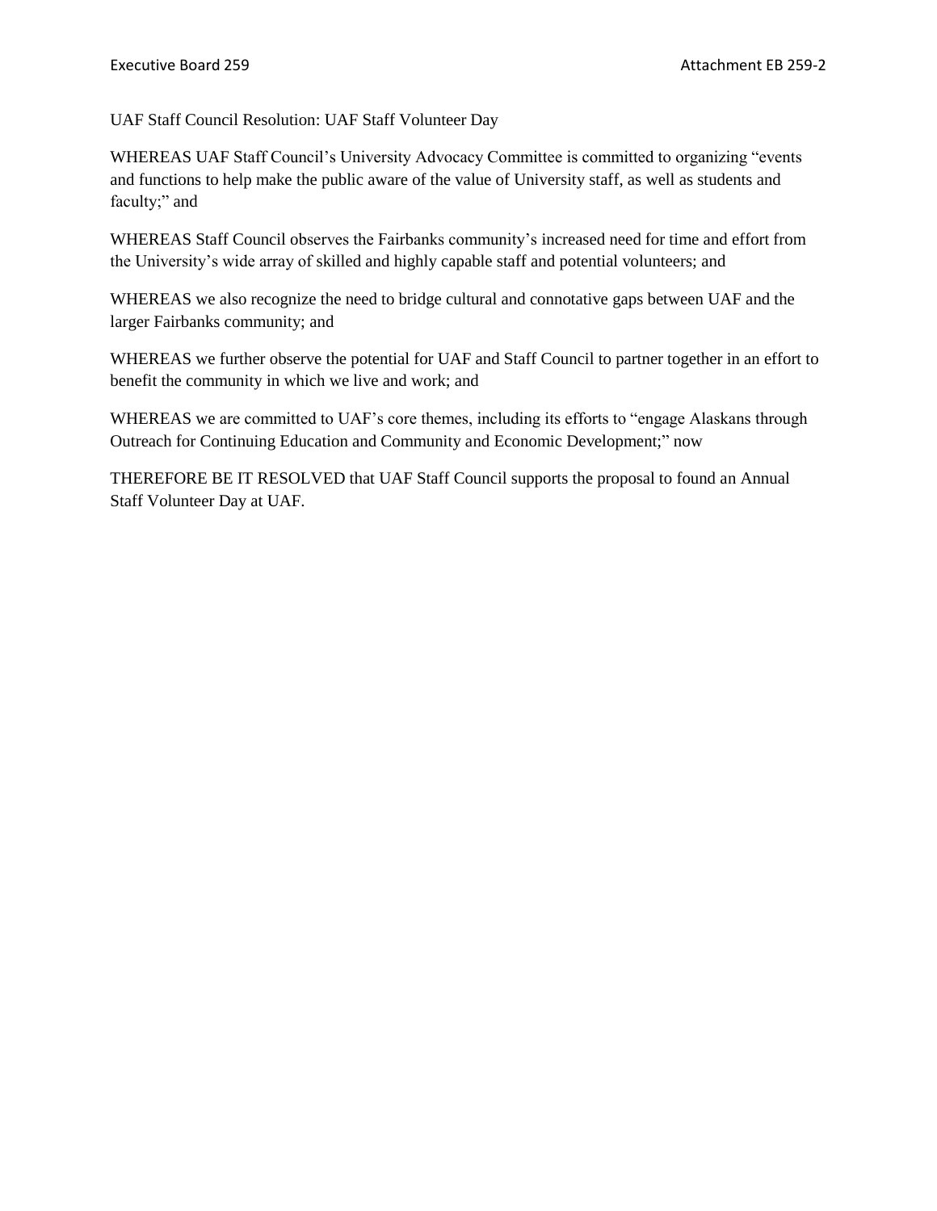UAF Staff Council Resolution: UAF Staff Volunteer Day

WHEREAS UAF Staff Council's University Advocacy Committee is committed to organizing "events and functions to help make the public aware of the value of University staff, as well as students and faculty;" and

WHEREAS Staff Council observes the Fairbanks community's increased need for time and effort from the University's wide array of skilled and highly capable staff and potential volunteers; and

WHEREAS we also recognize the need to bridge cultural and connotative gaps between UAF and the larger Fairbanks community; and

WHEREAS we further observe the potential for UAF and Staff Council to partner together in an effort to benefit the community in which we live and work; and

WHEREAS we are committed to UAF's core themes, including its efforts to "engage Alaskans through Outreach for Continuing Education and Community and Economic Development;" now

THEREFORE BE IT RESOLVED that UAF Staff Council supports the proposal to found an Annual Staff Volunteer Day at UAF.